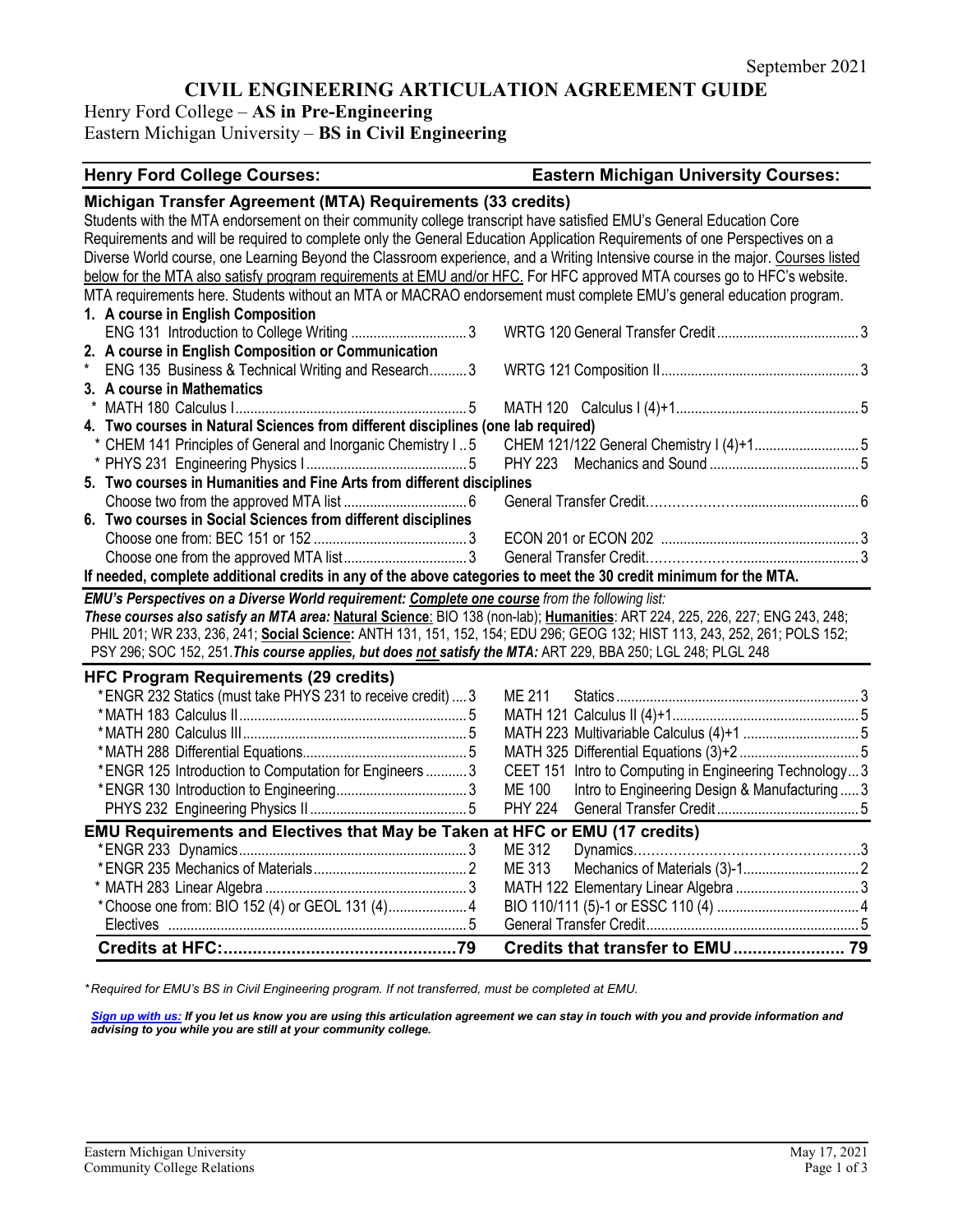September 2021

# CIVIL ENGINEERING ARTICULATION AGREEMENT GUIDE

Henry Ford College – **AS in Pre-Engineering**
Eastern Michigan University – **BS in Civil Engineering**

| Henry Ford College Courses: | Eastern Michigan University Courses: |
|---|---|
| **Michigan Transfer Agreement (MTA) Requirements (33 credits)** | |

Students with the MTA endorsement on their community college transcript have satisfied EMU's General Education Core Requirements and will be required to complete only the General Education Application Requirements of one Perspectives on a Diverse World course, one Learning Beyond the Classroom experience, and a Writing Intensive course in the major. Courses listed below for the MTA also satisfy program requirements at EMU and/or HFC. For HFC approved MTA courses go to HFC's website. MTA requirements here. Students without an MTA or MACRAO endorsement must complete EMU's general education program.

| Henry Ford College Courses | | Eastern Michigan University Courses | |
|---|---|---|---|
| **1. A course in English Composition** | | | |
| ENG 131 Introduction to College Writing | 3 | WRTG 120 General Transfer Credit | 3 |
| **2. A course in English Composition or Communication** | | | |
| * ENG 135 Business & Technical Writing and Research | 3 | WRTG 121 Composition II | 3 |
| **3. A course in Mathematics** | | | |
| * MATH 180 Calculus I | 5 | MATH 120 Calculus I (4)+1 | 5 |
| **4. Two courses in Natural Sciences from different disciplines (one lab required)** | | | |
| * CHEM 141 Principles of General and Inorganic Chemistry I | 5 | CHEM 121/122 General Chemistry I (4)+1 | 5 |
| * PHYS 231 Engineering Physics I | 5 | PHY 223 Mechanics and Sound | 5 |
| **5. Two courses in Humanities and Fine Arts from different disciplines** | | | |
| Choose two from the approved MTA list | 6 | General Transfer Credit | 6 |
| **6. Two courses in Social Sciences from different disciplines** | | | |
| Choose one from: BEC 151 or 152 | 3 | ECON 201 or ECON 202 | 3 |
| Choose one from the approved MTA list | 3 | General Transfer Credit | 3 |

**If needed, complete additional credits in any of the above categories to meet the 30 credit minimum for the MTA.**

***EMU's Perspectives on a Diverse World requirement: Complete one course** from the following list:*
***These courses also satisfy an MTA area: Natural Science**: BIO 138 (non-lab); **Humanities**: ART 224, 225, 226, 227; ENG 243, 248; PHIL 201; WR 233, 236, 241; **Social Science:** ANTH 131, 151, 152, 154; EDU 296; GEOG 132; HIST 113, 243, 252, 261; POLS 152; PSY 296; SOC 152, 251. **This course applies, but does not satisfy the MTA:** ART 229, BBA 250; LGL 248; PLGL 248*

| Henry Ford College Courses | | Eastern Michigan University Courses | |
|---|---|---|---|
| **HFC Program Requirements (29 credits)** | | | |
| * ENGR 232 Statics (must take PHYS 231 to receive credit) | 3 | ME 211 Statics | 3 |
| * MATH 183 Calculus II | 5 | MATH 121 Calculus II (4)+1 | 5 |
| * MATH 280 Calculus III | 5 | MATH 223 Multivariable Calculus (4)+1 | 5 |
| * MATH 288 Differential Equations | 5 | MATH 325 Differential Equations (3)+2 | 5 |
| * ENGR 125 Introduction to Computation for Engineers | 3 | CEET 151 Intro to Computing in Engineering Technology | 3 |
| * ENGR 130 Introduction to Engineering | 3 | ME 100 Intro to Engineering Design & Manufacturing | 3 |
| PHYS 232 Engineering Physics II | 5 | PHY 224 General Transfer Credit | 5 |
| **EMU Requirements and Electives that May be Taken at HFC or EMU (17 credits)** | | | |
| * ENGR 233 Dynamics | 3 | ME 312 Dynamics | 3 |
| * ENGR 235 Mechanics of Materials | 2 | ME 313 Mechanics of Materials (3)-1 | 2 |
| * MATH 283 Linear Algebra | 3 | MATH 122 Elementary Linear Algebra | 3 |
| * Choose one from: BIO 152 (4) or GEOL 131 (4) | 4 | BIO 110/111 (5)-1 or ESSC 110 (4) | 4 |
| Electives | 5 | General Transfer Credit | 5 |
| **Credits at HFC:** | **79** | **Credits that transfer to EMU** | **79** |

*\* Required for EMU's BS in Civil Engineering program. If not transferred, must be completed at EMU.*

***Sign up with us:** If you let us know you are using this articulation agreement we can stay in touch with you and provide information and advising to you while you are still at your community college.*

Eastern Michigan University
Community College Relations

May 17, 2021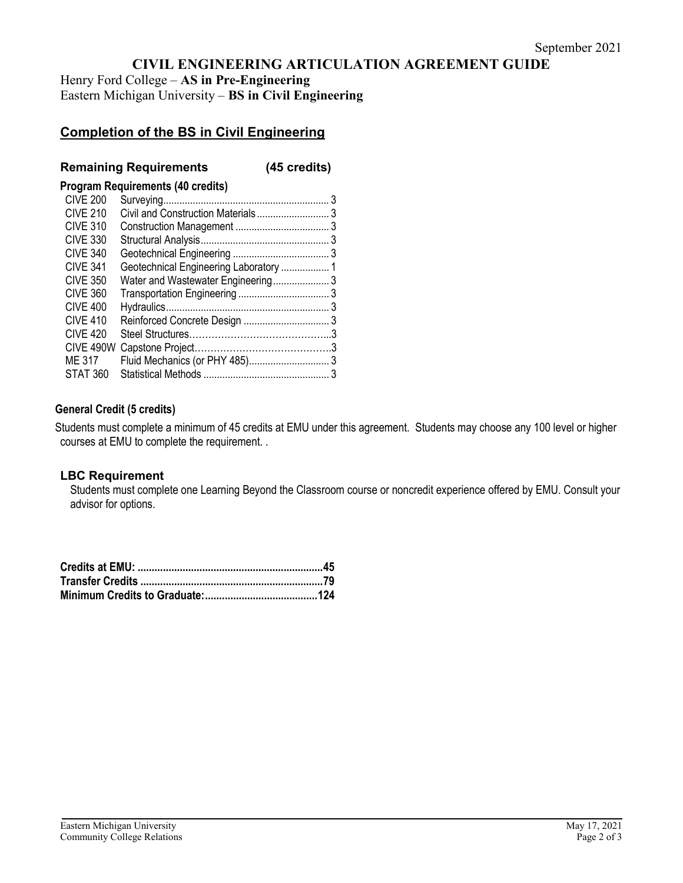September 2021

# CIVIL ENGINEERING ARTICULATION AGREEMENT GUIDE

Henry Ford College – **AS in Pre-Engineering**
Eastern Michigan University – **BS in Civil Engineering**

## Completion of the BS in Civil Engineering

### Remaining Requirements (45 credits)

**Program Requirements (40 credits)**

| Course | Title | Credits |
|---|---|---|
| CIVE 200 | Surveying | 3 |
| CIVE 210 | Civil and Construction Materials | 3 |
| CIVE 310 | Construction Management | 3 |
| CIVE 330 | Structural Analysis | 3 |
| CIVE 340 | Geotechnical Engineering | 3 |
| CIVE 341 | Geotechnical Engineering Laboratory | 1 |
| CIVE 350 | Water and Wastewater Engineering | 3 |
| CIVE 360 | Transportation Engineering | 3 |
| CIVE 400 | Hydraulics | 3 |
| CIVE 410 | Reinforced Concrete Design | 3 |
| CIVE 420 | Steel Structures | 3 |
| CIVE 490W | Capstone Project | 3 |
| ME 317 | Fluid Mechanics (or PHY 485) | 3 |
| STAT 360 | Statistical Methods | 3 |

**General Credit (5 credits)**

Students must complete a minimum of 45 credits at EMU under this agreement. Students may choose any 100 level or higher courses at EMU to complete the requirement. .

### LBC Requirement

Students must complete one Learning Beyond the Classroom course or noncredit experience offered by EMU. Consult your advisor for options.

| | |
|---|---|
| **Credits at EMU:** | **45** |
| **Transfer Credits** | **79** |
| **Minimum Credits to Graduate:** | **124** |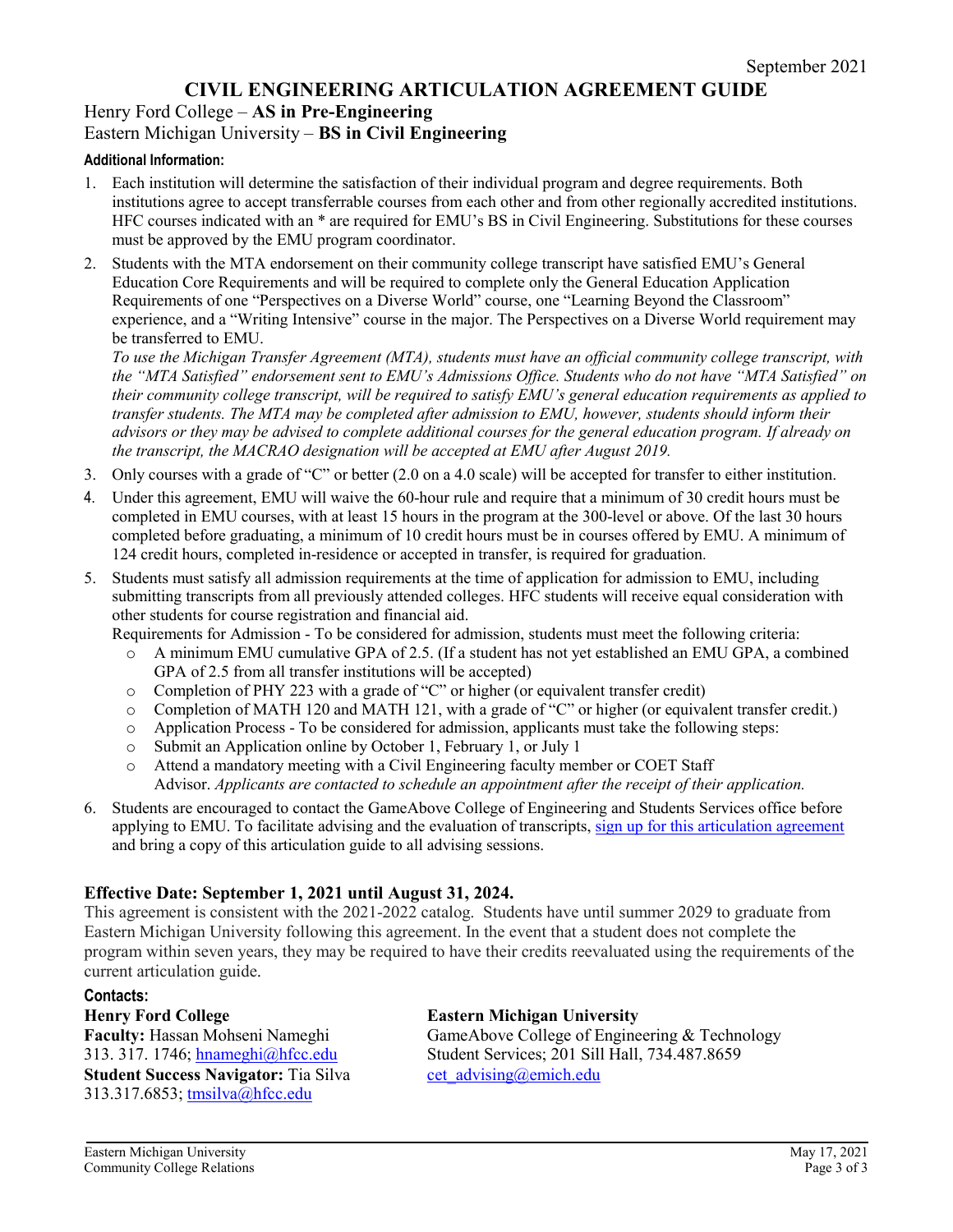September 2021

# CIVIL ENGINEERING ARTICULATION AGREEMENT GUIDE

## Henry Ford College – **AS in Pre-Engineering**
## Eastern Michigan University – **BS in Civil Engineering**

### Additional Information:

1. Each institution will determine the satisfaction of their individual program and degree requirements. Both institutions agree to accept transferrable courses from each other and from other regionally accredited institutions. HFC courses indicated with an * are required for EMU's BS in Civil Engineering. Substitutions for these courses must be approved by the EMU program coordinator.
2. Students with the MTA endorsement on their community college transcript have satisfied EMU's General Education Core Requirements and will be required to complete only the General Education Application Requirements of one "Perspectives on a Diverse World" course, one "Learning Beyond the Classroom" experience, and a "Writing Intensive" course in the major. The Perspectives on a Diverse World requirement may be transferred to EMU.
   *To use the Michigan Transfer Agreement (MTA), students must have an official community college transcript, with the "MTA Satisfied" endorsement sent to EMU's Admissions Office. Students who do not have "MTA Satisfied" on their community college transcript, will be required to satisfy EMU's general education requirements as applied to transfer students. The MTA may be completed after admission to EMU, however, students should inform their advisors or they may be advised to complete additional courses for the general education program. If already on the transcript, the MACRAO designation will be accepted at EMU after August 2019.*
3. Only courses with a grade of "C" or better (2.0 on a 4.0 scale) will be accepted for transfer to either institution.
4. Under this agreement, EMU will waive the 60-hour rule and require that a minimum of 30 credit hours must be completed in EMU courses, with at least 15 hours in the program at the 300-level or above. Of the last 30 hours completed before graduating, a minimum of 10 credit hours must be in courses offered by EMU. A minimum of 124 credit hours, completed in-residence or accepted in transfer, is required for graduation.
5. Students must satisfy all admission requirements at the time of application for admission to EMU, including submitting transcripts from all previously attended colleges. HFC students will receive equal consideration with other students for course registration and financial aid.
   Requirements for Admission - To be considered for admission, students must meet the following criteria:
   - A minimum EMU cumulative GPA of 2.5. (If a student has not yet established an EMU GPA, a combined GPA of 2.5 from all transfer institutions will be accepted)
   - Completion of PHY 223 with a grade of "C" or higher (or equivalent transfer credit)
   - Completion of MATH 120 and MATH 121, with a grade of "C" or higher (or equivalent transfer credit.)
   - Application Process - To be considered for admission, applicants must take the following steps:
   - Submit an Application online by October 1, February 1, or July 1
   - Attend a mandatory meeting with a Civil Engineering faculty member or COET Staff Advisor. *Applicants are contacted to schedule an appointment after the receipt of their application.*
6. Students are encouraged to contact the GameAbove College of Engineering and Students Services office before applying to EMU. To facilitate advising and the evaluation of transcripts, sign up for this articulation agreement and bring a copy of this articulation guide to all advising sessions.

### Effective Date: September 1, 2021 until August 31, 2024.

This agreement is consistent with the 2021-2022 catalog. Students have until summer 2029 to graduate from Eastern Michigan University following this agreement. In the event that a student does not complete the program within seven years, they may be required to have their credits reevaluated using the requirements of the current articulation guide.

### Contacts:

**Henry Ford College**
**Faculty:** Hassan Mohseni Nameghi
313. 317. 1746; hnameghi@hfcc.edu
**Student Success Navigator:** Tia Silva
313.317.6853; tmsilva@hfcc.edu

**Eastern Michigan University**
GameAbove College of Engineering & Technology
Student Services; 201 Sill Hall, 734.487.8659
cet_advising@emich.edu